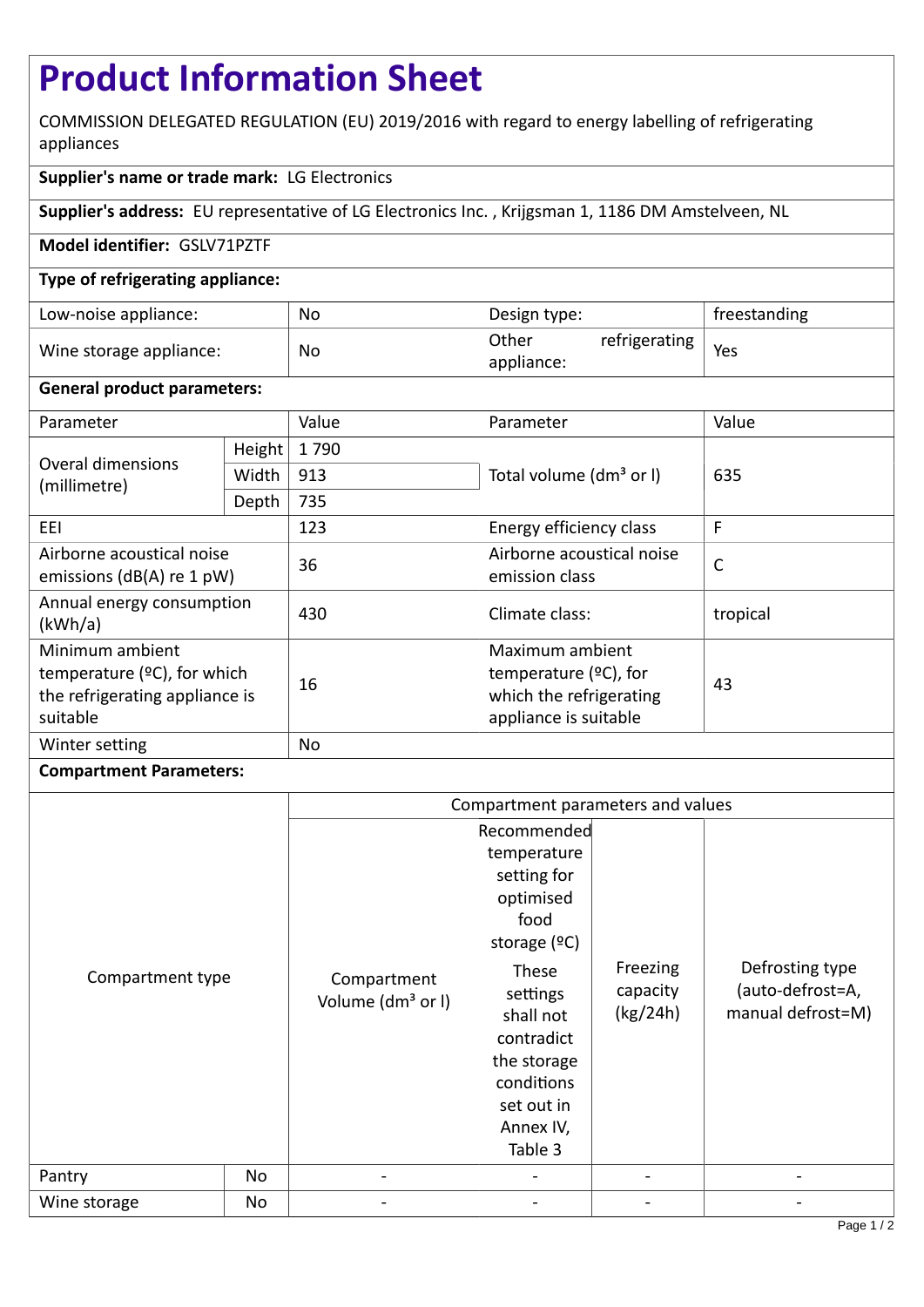# Product Information Sheet

COMMISSION DELEGATED REGULATION (EU) 2019/2016 with regard to energy labelling of refrigerating appliances

**Supplier's name or trade mark:** LG Electronics

**Supplier's address:** EU representative of LG Electronics Inc. , Krijgsman 1, 1186 DM Amstelveen, NL

**Model identifier:** GSLV71PZTF

**Type of refrigerating appliance:**

| | | | |
|---|---|---|---|
| Low-noise appliance: | No | Design type: | freestanding |
| Wine storage appliance: | No | Other refrigerating appliance: | Yes |

**General product parameters:**

| Parameter | | Value | Parameter | Value |
|---|---|---|---|---|
| Overal dimensions (millimetre) | Height | 1 790 | Total volume (dm³ or l) | 635 |
| | Width | 913 | | |
| | Depth | 735 | | |
| EEI | | 123 | Energy efficiency class | F |
| Airborne acoustical noise emissions (dB(A) re 1 pW) | | 36 | Airborne acoustical noise emission class | C |
| Annual energy consumption (kWh/a) | | 430 | Climate class: | tropical |
| Minimum ambient temperature (ºC), for which the refrigerating appliance is suitable | | 16 | Maximum ambient temperature (ºC), for which the refrigerating appliance is suitable | 43 |
| Winter setting | | No | | |

**Compartment Parameters:**

| Compartment type | | Compartment parameters and values | | | |
|---|---|---|---|---|---|
| | | Compartment Volume (dm³ or l) | Recommended temperature setting for optimised food storage (ºC) These settings shall not contradict the storage conditions set out in Annex IV, Table 3 | Freezing capacity (kg/24h) | Defrosting type (auto-defrost=A, manual defrost=M) |
| Pantry | No | - | - | - | - |
| Wine storage | No | - | - | - | - |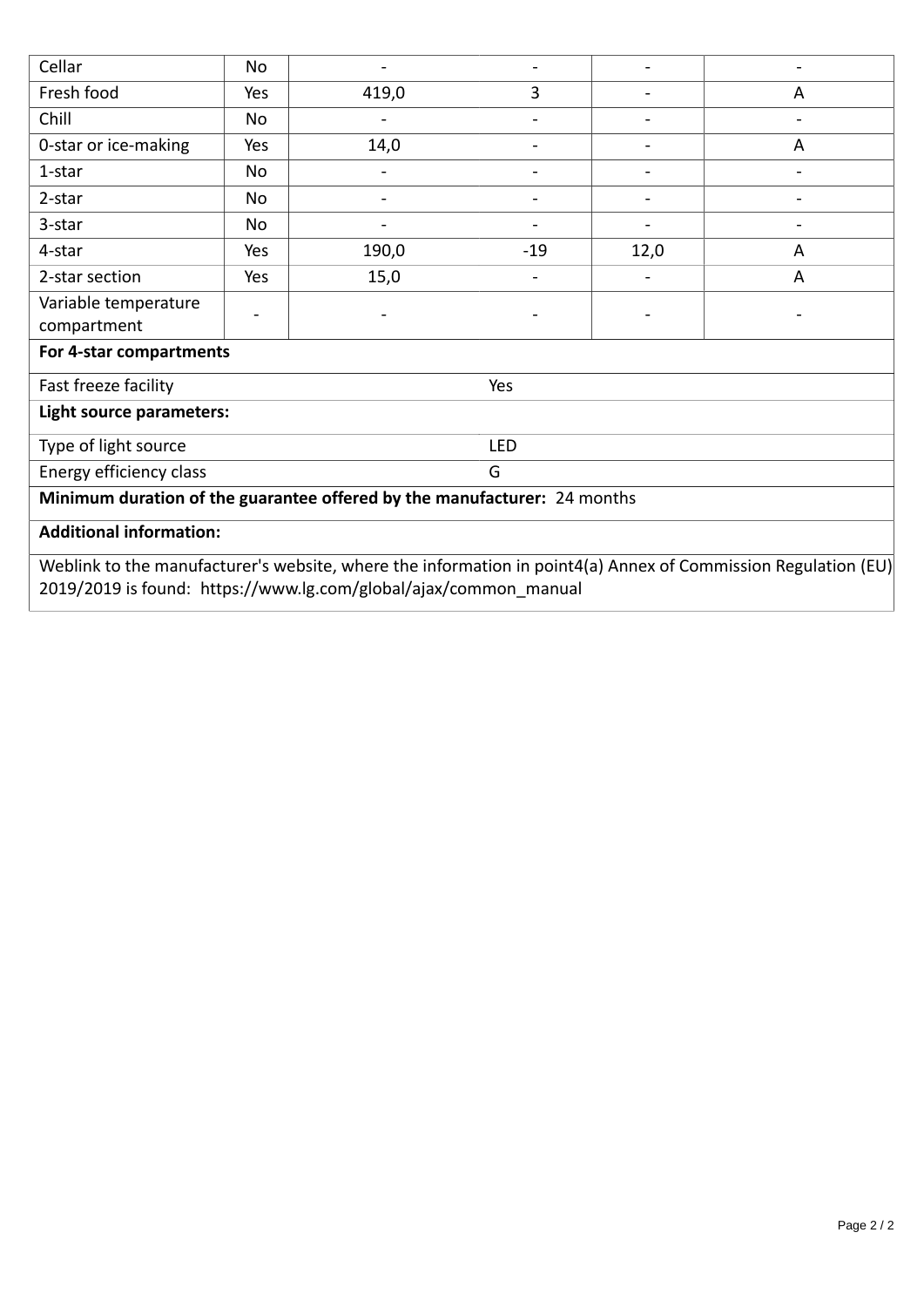| | | | | | |
|---|---|---|---|---|---|
| Cellar | No | - | - | - | - |
| Fresh food | Yes | 419,0 | 3 | - | A |
| Chill | No | - | - | - | - |
| 0-star or ice-making | Yes | 14,0 | - | - | A |
| 1-star | No | - | - | - | - |
| 2-star | No | - | - | - | - |
| 3-star | No | - | - | - | - |
| 4-star | Yes | 190,0 | -19 | 12,0 | A |
| 2-star section | Yes | 15,0 | - | - | A |
| Variable temperature compartment | - | - | - | - | - |

**For 4-star compartments**

| | |
|---|---|
| Fast freeze facility | Yes |

**Light source parameters:**

| | |
|---|---|
| Type of light source | LED |
| Energy efficiency class | G |

**Minimum duration of the guarantee offered by the manufacturer:** 24 months

**Additional information:**

Weblink to the manufacturer's website, where the information in point4(a) Annex of Commission Regulation (EU) 2019/2019 is found: https://www.lg.com/global/ajax/common_manual